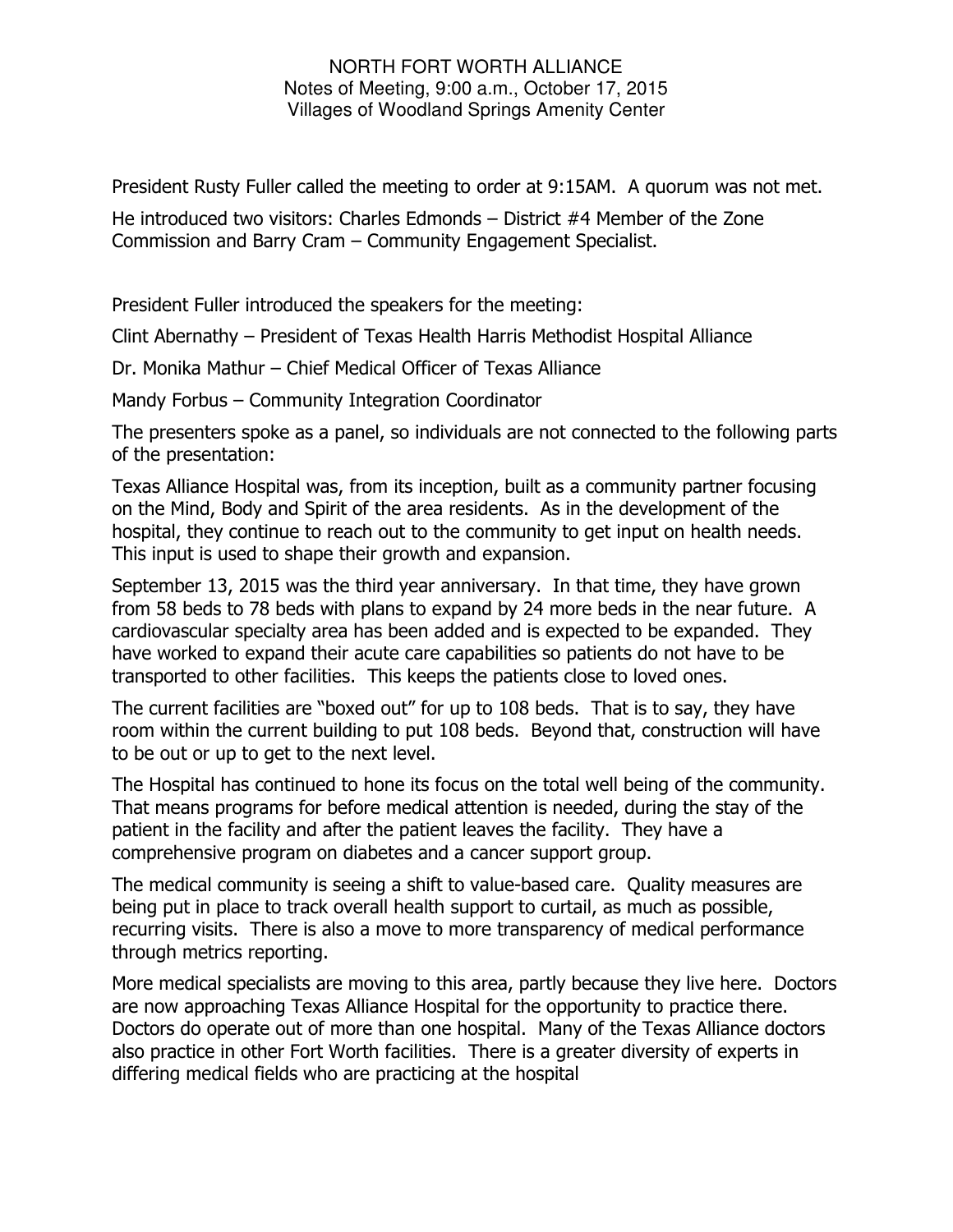NORTH FORT WORTH ALLIANCE
Notes of Meeting, 9:00 a.m., October 17, 2015
Villages of Woodland Springs Amenity Center

President Rusty Fuller called the meeting to order at 9:15AM. A quorum was not met.

He introduced two visitors: Charles Edmonds – District #4 Member of the Zone Commission and Barry Cram – Community Engagement Specialist.

President Fuller introduced the speakers for the meeting:

Clint Abernathy – President of Texas Health Harris Methodist Hospital Alliance

Dr. Monika Mathur – Chief Medical Officer of Texas Alliance

Mandy Forbus – Community Integration Coordinator

The presenters spoke as a panel, so individuals are not connected to the following parts of the presentation:

Texas Alliance Hospital was, from its inception, built as a community partner focusing on the Mind, Body and Spirit of the area residents. As in the development of the hospital, they continue to reach out to the community to get input on health needs. This input is used to shape their growth and expansion.

September 13, 2015 was the third year anniversary. In that time, they have grown from 58 beds to 78 beds with plans to expand by 24 more beds in the near future. A cardiovascular specialty area has been added and is expected to be expanded. They have worked to expand their acute care capabilities so patients do not have to be transported to other facilities. This keeps the patients close to loved ones.

The current facilities are "boxed out" for up to 108 beds. That is to say, they have room within the current building to put 108 beds. Beyond that, construction will have to be out or up to get to the next level.

The Hospital has continued to hone its focus on the total well being of the community. That means programs for before medical attention is needed, during the stay of the patient in the facility and after the patient leaves the facility. They have a comprehensive program on diabetes and a cancer support group.

The medical community is seeing a shift to value-based care. Quality measures are being put in place to track overall health support to curtail, as much as possible, recurring visits. There is also a move to more transparency of medical performance through metrics reporting.

More medical specialists are moving to this area, partly because they live here. Doctors are now approaching Texas Alliance Hospital for the opportunity to practice there. Doctors do operate out of more than one hospital. Many of the Texas Alliance doctors also practice in other Fort Worth facilities. There is a greater diversity of experts in differing medical fields who are practicing at the hospital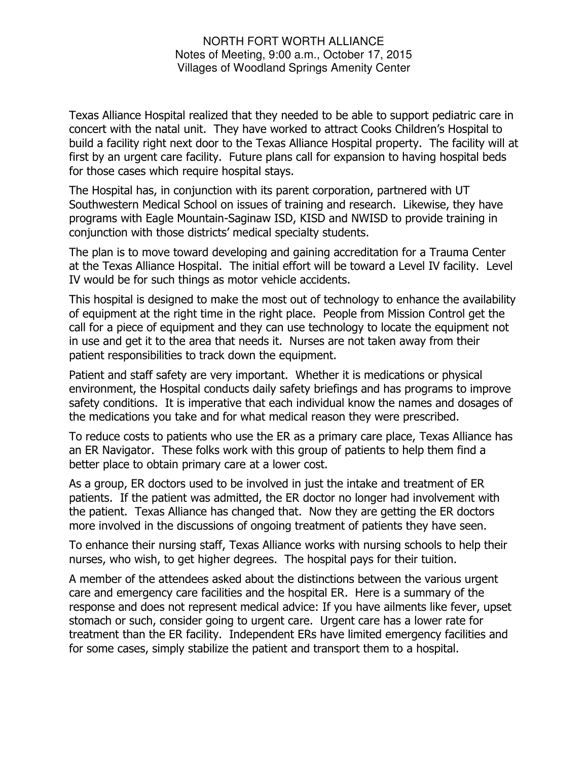NORTH FORT WORTH ALLIANCE
Notes of Meeting, 9:00 a.m., October 17, 2015
Villages of Woodland Springs Amenity Center

Texas Alliance Hospital realized that they needed to be able to support pediatric care in concert with the natal unit. They have worked to attract Cooks Children's Hospital to build a facility right next door to the Texas Alliance Hospital property. The facility will at first by an urgent care facility. Future plans call for expansion to having hospital beds for those cases which require hospital stays.

The Hospital has, in conjunction with its parent corporation, partnered with UT Southwestern Medical School on issues of training and research. Likewise, they have programs with Eagle Mountain-Saginaw ISD, KISD and NWISD to provide training in conjunction with those districts' medical specialty students.

The plan is to move toward developing and gaining accreditation for a Trauma Center at the Texas Alliance Hospital. The initial effort will be toward a Level IV facility. Level IV would be for such things as motor vehicle accidents.

This hospital is designed to make the most out of technology to enhance the availability of equipment at the right time in the right place. People from Mission Control get the call for a piece of equipment and they can use technology to locate the equipment not in use and get it to the area that needs it. Nurses are not taken away from their patient responsibilities to track down the equipment.

Patient and staff safety are very important. Whether it is medications or physical environment, the Hospital conducts daily safety briefings and has programs to improve safety conditions. It is imperative that each individual know the names and dosages of the medications you take and for what medical reason they were prescribed.

To reduce costs to patients who use the ER as a primary care place, Texas Alliance has an ER Navigator. These folks work with this group of patients to help them find a better place to obtain primary care at a lower cost.

As a group, ER doctors used to be involved in just the intake and treatment of ER patients. If the patient was admitted, the ER doctor no longer had involvement with the patient. Texas Alliance has changed that. Now they are getting the ER doctors more involved in the discussions of ongoing treatment of patients they have seen.

To enhance their nursing staff, Texas Alliance works with nursing schools to help their nurses, who wish, to get higher degrees. The hospital pays for their tuition.

A member of the attendees asked about the distinctions between the various urgent care and emergency care facilities and the hospital ER. Here is a summary of the response and does not represent medical advice: If you have ailments like fever, upset stomach or such, consider going to urgent care. Urgent care has a lower rate for treatment than the ER facility. Independent ERs have limited emergency facilities and for some cases, simply stabilize the patient and transport them to a hospital.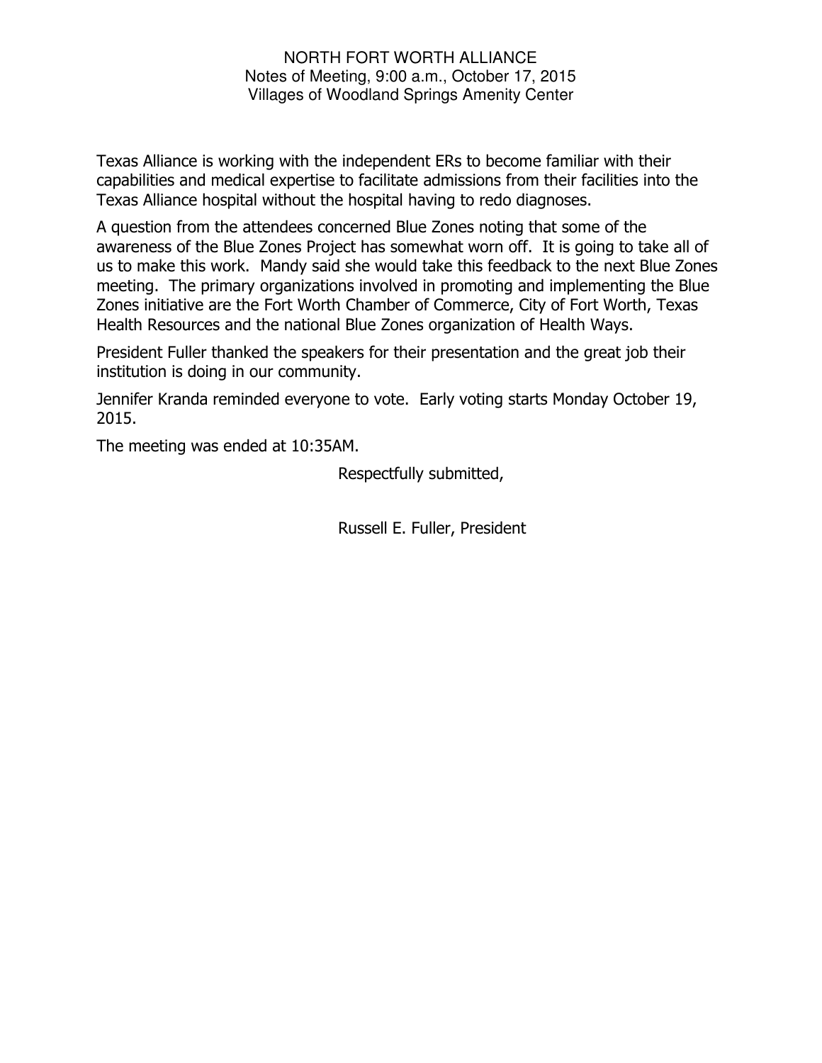Texas Alliance is working with the independent ERs to become familiar with their capabilities and medical expertise to facilitate admissions from their facilities into the Texas Alliance hospital without the hospital having to redo diagnoses.

A question from the attendees concerned Blue Zones noting that some of the awareness of the Blue Zones Project has somewhat worn off. It is going to take all of us to make this work. Mandy said she would take this feedback to the next Blue Zones meeting. The primary organizations involved in promoting and implementing the Blue Zones initiative are the Fort Worth Chamber of Commerce, City of Fort Worth, Texas Health Resources and the national Blue Zones organization of Health Ways.

President Fuller thanked the speakers for their presentation and the great job their institution is doing in our community.

Jennifer Kranda reminded everyone to vote. Early voting starts Monday October 19, 2015.

The meeting was ended at 10:35AM.

Respectfully submitted,

Russell E. Fuller, President